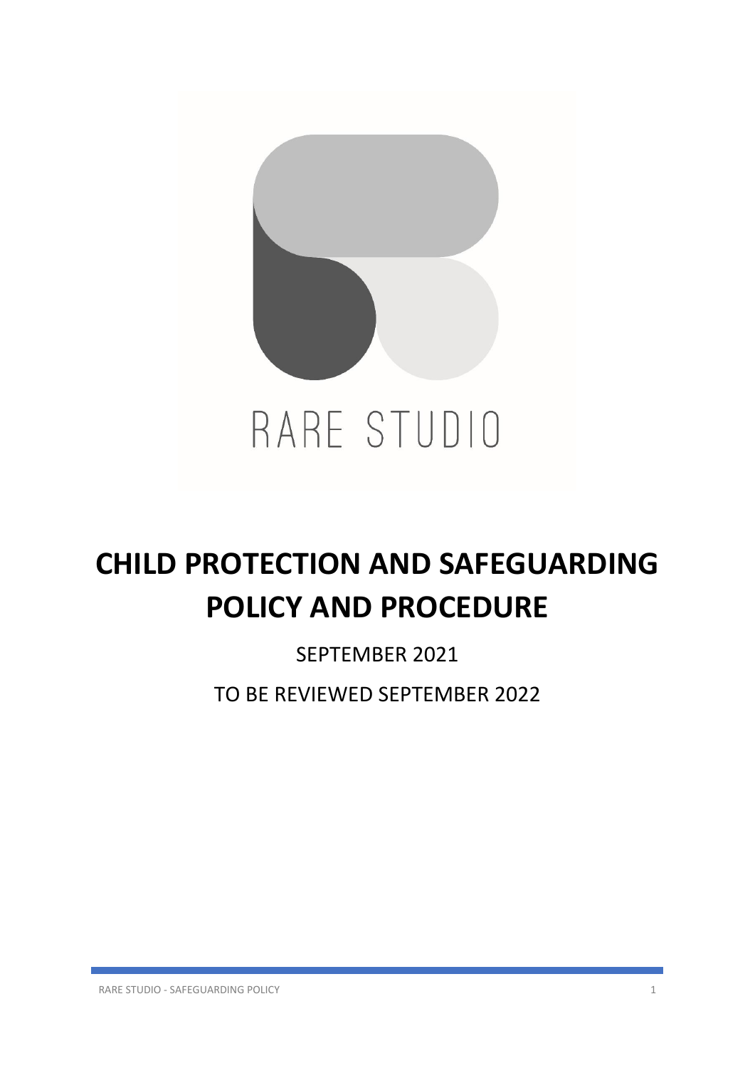RARE STUDIO

# CHILD PROTECTION AND SAFEGUARDING POLICY AND PROCEDURE

SEPTEMBER 2021

TO BE REVIEWED SEPTEMBER 2022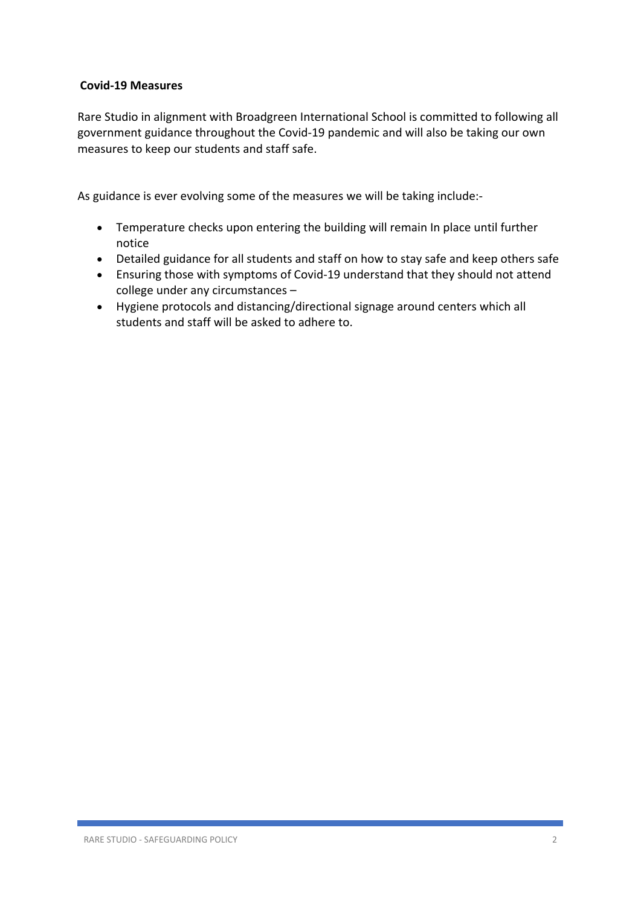**Covid-19 Measures**

Rare Studio in alignment with Broadgreen International School is committed to following all government guidance throughout the Covid-19 pandemic and will also be taking our own measures to keep our students and staff safe.

As guidance is ever evolving some of the measures we will be taking include:-

- Temperature checks upon entering the building will remain In place until further notice
- Detailed guidance for all students and staff on how to stay safe and keep others safe
- Ensuring those with symptoms of Covid-19 understand that they should not attend college under any circumstances –
- Hygiene protocols and distancing/directional signage around centers which all students and staff will be asked to adhere to.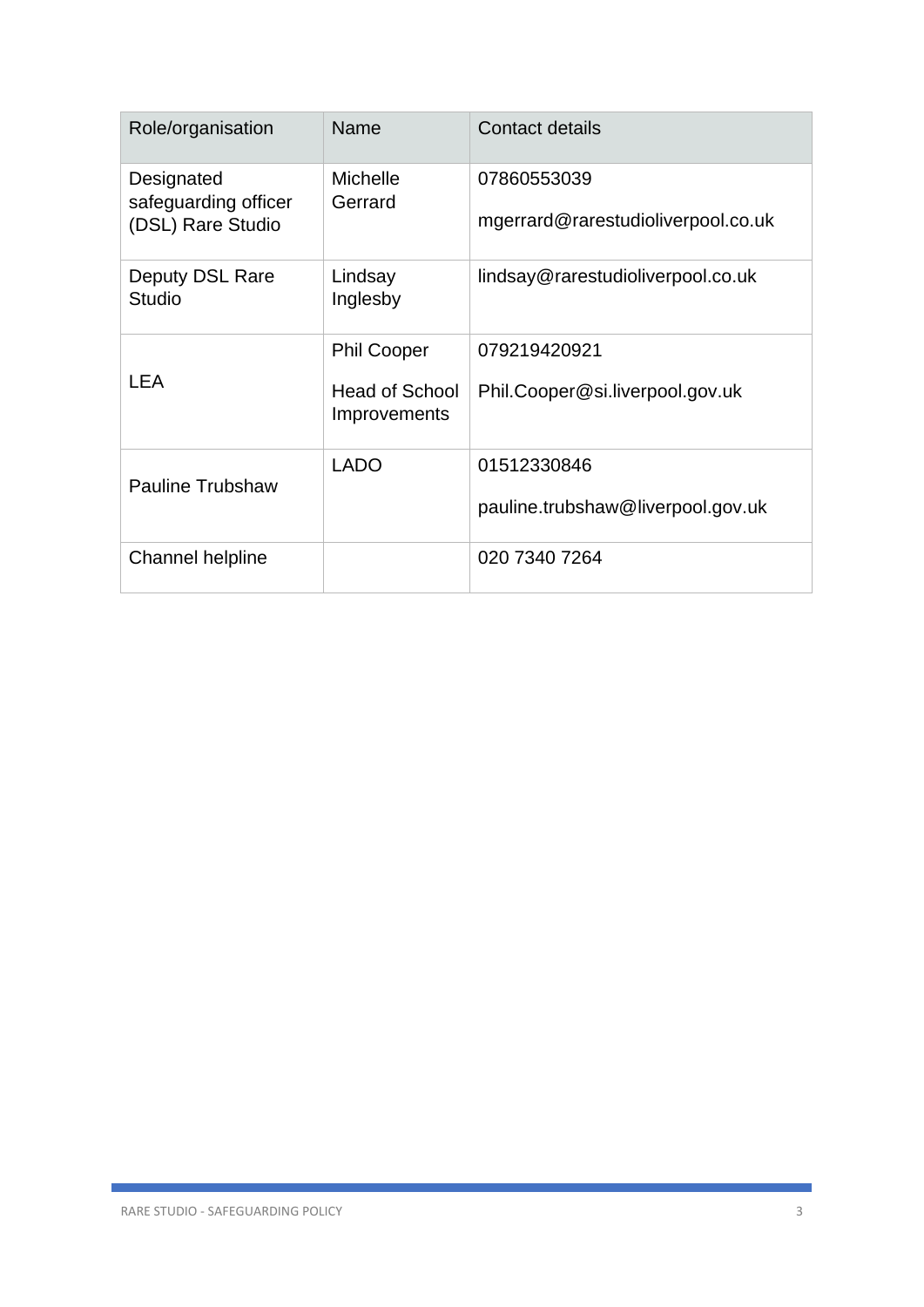| Role/organisation | Name | Contact details |
| --- | --- | --- |
| Designated safeguarding officer (DSL) Rare Studio | Michelle Gerrard | 07860553039<br>mgerrard@rarestudioliverpool.co.uk |
| Deputy DSL Rare Studio | Lindsay Inglesby | lindsay@rarestudioliverpool.co.uk |
| LEA | Phil Cooper<br>Head of School Improvements | 079219420921<br>Phil.Cooper@si.liverpool.gov.uk |
| Pauline Trubshaw | LADO | 01512330846<br>pauline.trubshaw@liverpool.gov.uk |
| Channel helpline | | 020 7340 7264 |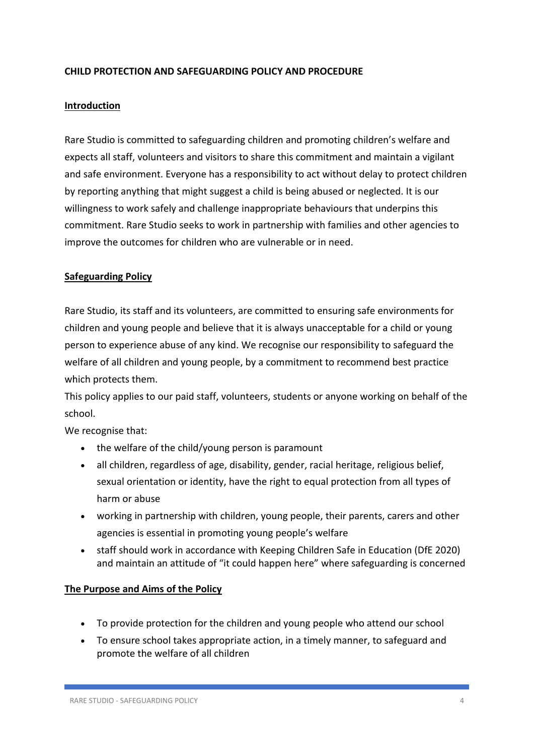**CHILD PROTECTION AND SAFEGUARDING POLICY AND PROCEDURE**

**Introduction**

Rare Studio is committed to safeguarding children and promoting children's welfare and expects all staff, volunteers and visitors to share this commitment and maintain a vigilant and safe environment. Everyone has a responsibility to act without delay to protect children by reporting anything that might suggest a child is being abused or neglected. It is our willingness to work safely and challenge inappropriate behaviours that underpins this commitment. Rare Studio seeks to work in partnership with families and other agencies to improve the outcomes for children who are vulnerable or in need.

**Safeguarding Policy**

Rare Studio, its staff and its volunteers, are committed to ensuring safe environments for children and young people and believe that it is always unacceptable for a child or young person to experience abuse of any kind. We recognise our responsibility to safeguard the welfare of all children and young people, by a commitment to recommend best practice which protects them.

This policy applies to our paid staff, volunteers, students or anyone working on behalf of the school.

We recognise that:

- the welfare of the child/young person is paramount
- all children, regardless of age, disability, gender, racial heritage, religious belief, sexual orientation or identity, have the right to equal protection from all types of harm or abuse
- working in partnership with children, young people, their parents, carers and other agencies is essential in promoting young people's welfare
- staff should work in accordance with Keeping Children Safe in Education (DfE 2020) and maintain an attitude of "it could happen here" where safeguarding is concerned

**The Purpose and Aims of the Policy**

- To provide protection for the children and young people who attend our school
- To ensure school takes appropriate action, in a timely manner, to safeguard and promote the welfare of all children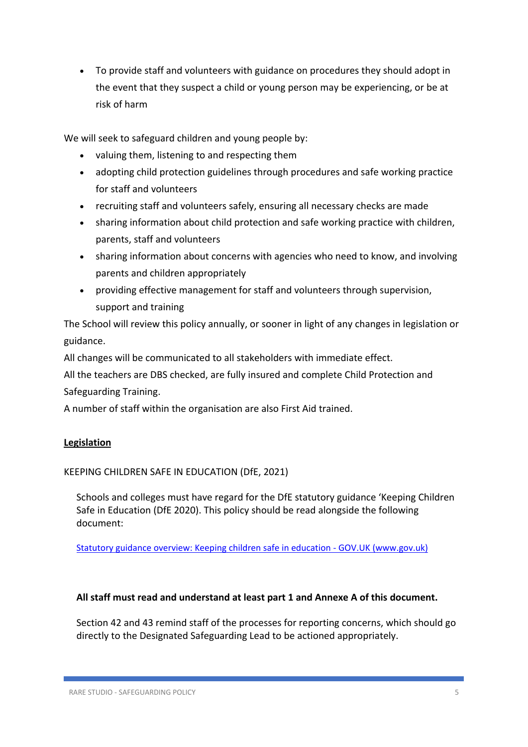- To provide staff and volunteers with guidance on procedures they should adopt in the event that they suspect a child or young person may be experiencing, or be at risk of harm

We will seek to safeguard children and young people by:

- valuing them, listening to and respecting them
- adopting child protection guidelines through procedures and safe working practice for staff and volunteers
- recruiting staff and volunteers safely, ensuring all necessary checks are made
- sharing information about child protection and safe working practice with children, parents, staff and volunteers
- sharing information about concerns with agencies who need to know, and involving parents and children appropriately
- providing effective management for staff and volunteers through supervision, support and training

The School will review this policy annually, or sooner in light of any changes in legislation or guidance.

All changes will be communicated to all stakeholders with immediate effect.

All the teachers are DBS checked, are fully insured and complete Child Protection and Safeguarding Training.

A number of staff within the organisation are also First Aid trained.

## Legislation

KEEPING CHILDREN SAFE IN EDUCATION (DfE, 2021)

Schools and colleges must have regard for the DfE statutory guidance 'Keeping Children Safe in Education (DfE 2020). This policy should be read alongside the following document:

[Statutory guidance overview: Keeping children safe in education - GOV.UK (www.gov.uk)]

**All staff must read and understand at least part 1 and Annexe A of this document.**

Section 42 and 43 remind staff of the processes for reporting concerns, which should go directly to the Designated Safeguarding Lead to be actioned appropriately.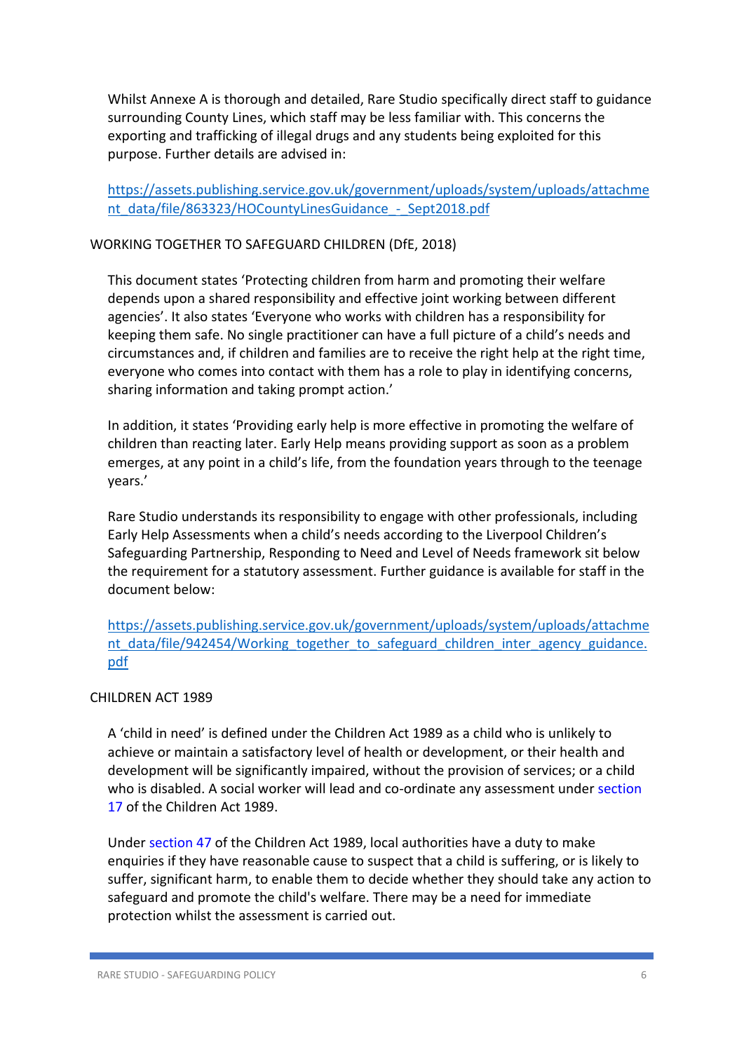Whilst Annexe A is thorough and detailed, Rare Studio specifically direct staff to guidance surrounding County Lines, which staff may be less familiar with. This concerns the exporting and trafficking of illegal drugs and any students being exploited for this purpose. Further details are advised in:

https://assets.publishing.service.gov.uk/government/uploads/system/uploads/attachment_data/file/863323/HOCountyLinesGuidance_-_Sept2018.pdf

## WORKING TOGETHER TO SAFEGUARD CHILDREN (DfE, 2018)

This document states 'Protecting children from harm and promoting their welfare depends upon a shared responsibility and effective joint working between different agencies'. It also states 'Everyone who works with children has a responsibility for keeping them safe. No single practitioner can have a full picture of a child's needs and circumstances and, if children and families are to receive the right help at the right time, everyone who comes into contact with them has a role to play in identifying concerns, sharing information and taking prompt action.'

In addition, it states 'Providing early help is more effective in promoting the welfare of children than reacting later. Early Help means providing support as soon as a problem emerges, at any point in a child's life, from the foundation years through to the teenage years.'

Rare Studio understands its responsibility to engage with other professionals, including Early Help Assessments when a child's needs according to the Liverpool Children's Safeguarding Partnership, Responding to Need and Level of Needs framework sit below the requirement for a statutory assessment. Further guidance is available for staff in the document below:

https://assets.publishing.service.gov.uk/government/uploads/system/uploads/attachment_data/file/942454/Working_together_to_safeguard_children_inter_agency_guidance.pdf

## CHILDREN ACT 1989

A 'child in need' is defined under the Children Act 1989 as a child who is unlikely to achieve or maintain a satisfactory level of health or development, or their health and development will be significantly impaired, without the provision of services; or a child who is disabled. A social worker will lead and co-ordinate any assessment under section 17 of the Children Act 1989.

Under section 47 of the Children Act 1989, local authorities have a duty to make enquiries if they have reasonable cause to suspect that a child is suffering, or is likely to suffer, significant harm, to enable them to decide whether they should take any action to safeguard and promote the child's welfare. There may be a need for immediate protection whilst the assessment is carried out.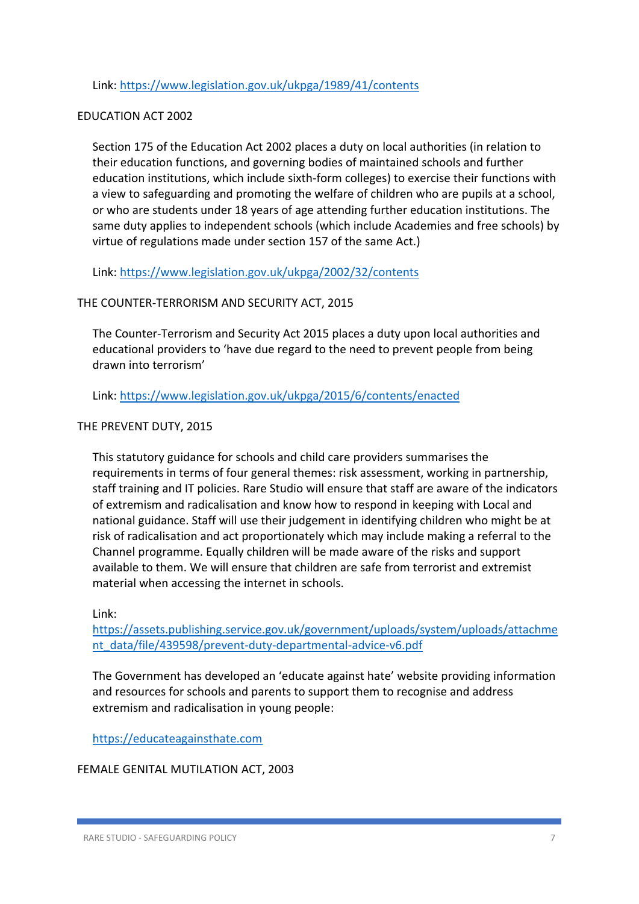Link: https://www.legislation.gov.uk/ukpga/1989/41/contents

## EDUCATION ACT 2002

Section 175 of the Education Act 2002 places a duty on local authorities (in relation to their education functions, and governing bodies of maintained schools and further education institutions, which include sixth-form colleges) to exercise their functions with a view to safeguarding and promoting the welfare of children who are pupils at a school, or who are students under 18 years of age attending further education institutions. The same duty applies to independent schools (which include Academies and free schools) by virtue of regulations made under section 157 of the same Act.)

Link: https://www.legislation.gov.uk/ukpga/2002/32/contents

## THE COUNTER-TERRORISM AND SECURITY ACT, 2015

The Counter-Terrorism and Security Act 2015 places a duty upon local authorities and educational providers to 'have due regard to the need to prevent people from being drawn into terrorism'

Link: https://www.legislation.gov.uk/ukpga/2015/6/contents/enacted

## THE PREVENT DUTY, 2015

This statutory guidance for schools and child care providers summarises the requirements in terms of four general themes: risk assessment, working in partnership, staff training and IT policies. Rare Studio will ensure that staff are aware of the indicators of extremism and radicalisation and know how to respond in keeping with Local and national guidance. Staff will use their judgement in identifying children who might be at risk of radicalisation and act proportionately which may include making a referral to the Channel programme. Equally children will be made aware of the risks and support available to them. We will ensure that children are safe from terrorist and extremist material when accessing the internet in schools.

Link:
https://assets.publishing.service.gov.uk/government/uploads/system/uploads/attachment_data/file/439598/prevent-duty-departmental-advice-v6.pdf

The Government has developed an 'educate against hate' website providing information and resources for schools and parents to support them to recognise and address extremism and radicalisation in young people:

https://educateagainsthate.com

## FEMALE GENITAL MUTILATION ACT, 2003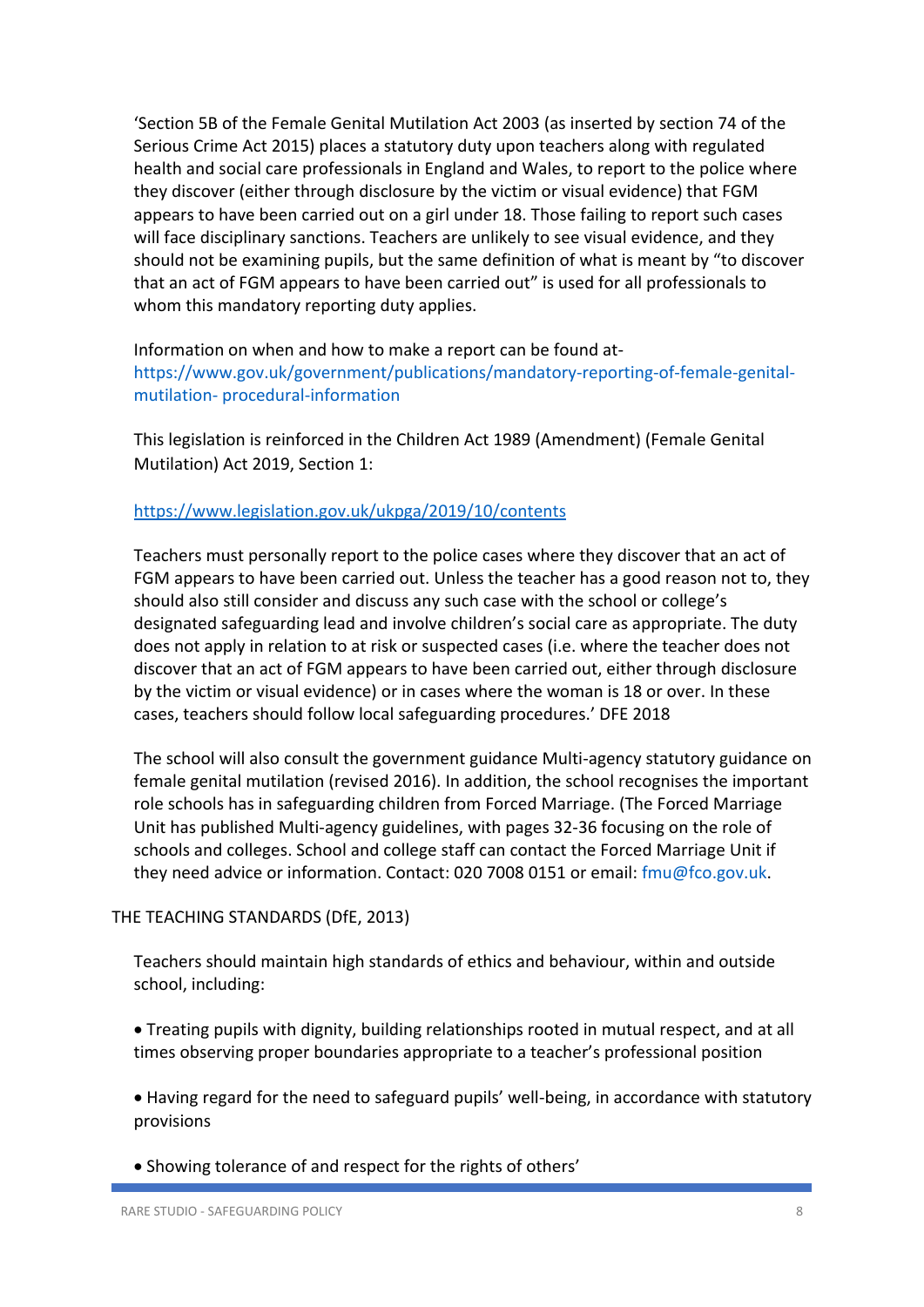'Section 5B of the Female Genital Mutilation Act 2003 (as inserted by section 74 of the Serious Crime Act 2015) places a statutory duty upon teachers along with regulated health and social care professionals in England and Wales, to report to the police where they discover (either through disclosure by the victim or visual evidence) that FGM appears to have been carried out on a girl under 18. Those failing to report such cases will face disciplinary sanctions. Teachers are unlikely to see visual evidence, and they should not be examining pupils, but the same definition of what is meant by "to discover that an act of FGM appears to have been carried out" is used for all professionals to whom this mandatory reporting duty applies.

Information on when and how to make a report can be found at- https://www.gov.uk/government/publications/mandatory-reporting-of-female-genital-mutilation- procedural-information

This legislation is reinforced in the Children Act 1989 (Amendment) (Female Genital Mutilation) Act 2019, Section 1:

https://www.legislation.gov.uk/ukpga/2019/10/contents

Teachers must personally report to the police cases where they discover that an act of FGM appears to have been carried out. Unless the teacher has a good reason not to, they should also still consider and discuss any such case with the school or college's designated safeguarding lead and involve children's social care as appropriate. The duty does not apply in relation to at risk or suspected cases (i.e. where the teacher does not discover that an act of FGM appears to have been carried out, either through disclosure by the victim or visual evidence) or in cases where the woman is 18 or over. In these cases, teachers should follow local safeguarding procedures.' DFE 2018

The school will also consult the government guidance Multi-agency statutory guidance on female genital mutilation (revised 2016). In addition, the school recognises the important role schools has in safeguarding children from Forced Marriage. (The Forced Marriage Unit has published Multi-agency guidelines, with pages 32-36 focusing on the role of schools and colleges. School and college staff can contact the Forced Marriage Unit if they need advice or information. Contact: 020 7008 0151 or email: fmu@fco.gov.uk.

THE TEACHING STANDARDS (DfE, 2013)

Teachers should maintain high standards of ethics and behaviour, within and outside school, including:

- Treating pupils with dignity, building relationships rooted in mutual respect, and at all times observing proper boundaries appropriate to a teacher's professional position
- Having regard for the need to safeguard pupils' well-being, in accordance with statutory provisions
- Showing tolerance of and respect for the rights of others'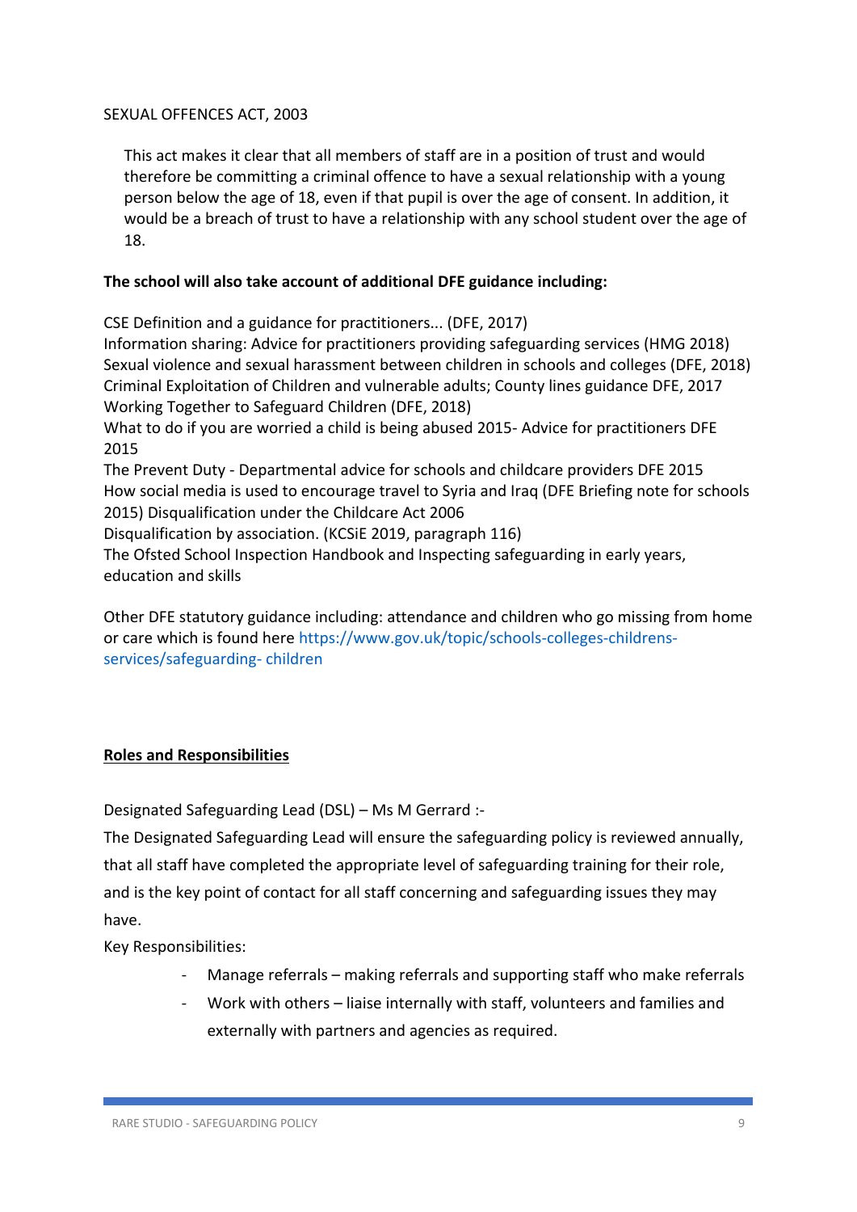SEXUAL OFFENCES ACT, 2003

This act makes it clear that all members of staff are in a position of trust and would therefore be committing a criminal offence to have a sexual relationship with a young person below the age of 18, even if that pupil is over the age of consent. In addition, it would be a breach of trust to have a relationship with any school student over the age of 18.

**The school will also take account of additional DFE guidance including:**

CSE Definition and a guidance for practitioners... (DFE, 2017)
Information sharing: Advice for practitioners providing safeguarding services (HMG 2018)
Sexual violence and sexual harassment between children in schools and colleges (DFE, 2018)
Criminal Exploitation of Children and vulnerable adults; County lines guidance DFE, 2017
Working Together to Safeguard Children (DFE, 2018)
What to do if you are worried a child is being abused 2015- Advice for practitioners DFE 2015
The Prevent Duty - Departmental advice for schools and childcare providers DFE 2015
How social media is used to encourage travel to Syria and Iraq (DFE Briefing note for schools 2015) Disqualification under the Childcare Act 2006
Disqualification by association. (KCSiE 2019, paragraph 116)
The Ofsted School Inspection Handbook and Inspecting safeguarding in early years, education and skills

Other DFE statutory guidance including: attendance and children who go missing from home or care which is found here https://www.gov.uk/topic/schools-colleges-childrens-services/safeguarding- children

**Roles and Responsibilities**

Designated Safeguarding Lead (DSL) – Ms M Gerrard :-

The Designated Safeguarding Lead will ensure the safeguarding policy is reviewed annually, that all staff have completed the appropriate level of safeguarding training for their role, and is the key point of contact for all staff concerning and safeguarding issues they may have.

Key Responsibilities:

- Manage referrals – making referrals and supporting staff who make referrals
- Work with others – liaise internally with staff, volunteers and families and externally with partners and agencies as required.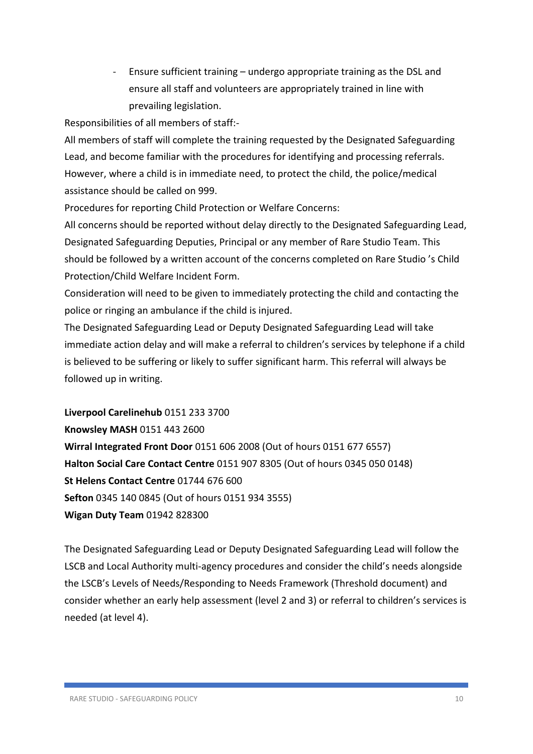- Ensure sufficient training – undergo appropriate training as the DSL and ensure all staff and volunteers are appropriately trained in line with prevailing legislation.

Responsibilities of all members of staff:-

All members of staff will complete the training requested by the Designated Safeguarding Lead, and become familiar with the procedures for identifying and processing referrals. However, where a child is in immediate need, to protect the child, the police/medical assistance should be called on 999.

Procedures for reporting Child Protection or Welfare Concerns:

All concerns should be reported without delay directly to the Designated Safeguarding Lead, Designated Safeguarding Deputies, Principal or any member of Rare Studio Team. This should be followed by a written account of the concerns completed on Rare Studio 's Child Protection/Child Welfare Incident Form.

Consideration will need to be given to immediately protecting the child and contacting the police or ringing an ambulance if the child is injured.

The Designated Safeguarding Lead or Deputy Designated Safeguarding Lead will take immediate action delay and will make a referral to children's services by telephone if a child is believed to be suffering or likely to suffer significant harm. This referral will always be followed up in writing.

**Liverpool Carelinehub** 0151 233 3700
**Knowsley MASH** 0151 443 2600
**Wirral Integrated Front Door** 0151 606 2008 (Out of hours 0151 677 6557)
**Halton Social Care Contact Centre** 0151 907 8305 (Out of hours 0345 050 0148)
**St Helens Contact Centre** 01744 676 600
**Sefton** 0345 140 0845 (Out of hours 0151 934 3555)
**Wigan Duty Team** 01942 828300

The Designated Safeguarding Lead or Deputy Designated Safeguarding Lead will follow the LSCB and Local Authority multi-agency procedures and consider the child's needs alongside the LSCB's Levels of Needs/Responding to Needs Framework (Threshold document) and consider whether an early help assessment (level 2 and 3) or referral to children's services is needed (at level 4).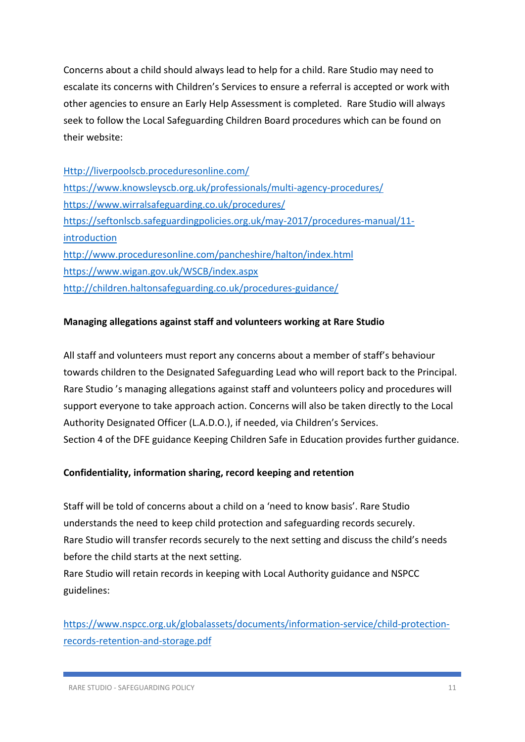Concerns about a child should always lead to help for a child. Rare Studio may need to escalate its concerns with Children's Services to ensure a referral is accepted or work with other agencies to ensure an Early Help Assessment is completed. Rare Studio will always seek to follow the Local Safeguarding Children Board procedures which can be found on their website:

Http://liverpoolscb.proceduresonline.com/
https://www.knowsleyscb.org.uk/professionals/multi-agency-procedures/
https://www.wirralsafeguarding.co.uk/procedures/
https://seftonlscb.safeguardingpolicies.org.uk/may-2017/procedures-manual/11-introduction
http://www.proceduresonline.com/pancheshire/halton/index.html
https://www.wigan.gov.uk/WSCB/index.aspx
http://children.haltonsafeguarding.co.uk/procedures-guidance/

**Managing allegations against staff and volunteers working at Rare Studio**

All staff and volunteers must report any concerns about a member of staff's behaviour towards children to the Designated Safeguarding Lead who will report back to the Principal. Rare Studio 's managing allegations against staff and volunteers policy and procedures will support everyone to take approach action. Concerns will also be taken directly to the Local Authority Designated Officer (L.A.D.O.), if needed, via Children's Services.
Section 4 of the DFE guidance Keeping Children Safe in Education provides further guidance.

**Confidentiality, information sharing, record keeping and retention**

Staff will be told of concerns about a child on a 'need to know basis'. Rare Studio understands the need to keep child protection and safeguarding records securely.
Rare Studio will transfer records securely to the next setting and discuss the child's needs before the child starts at the next setting.
Rare Studio will retain records in keeping with Local Authority guidance and NSPCC guidelines:

https://www.nspcc.org.uk/globalassets/documents/information-service/child-protection-records-retention-and-storage.pdf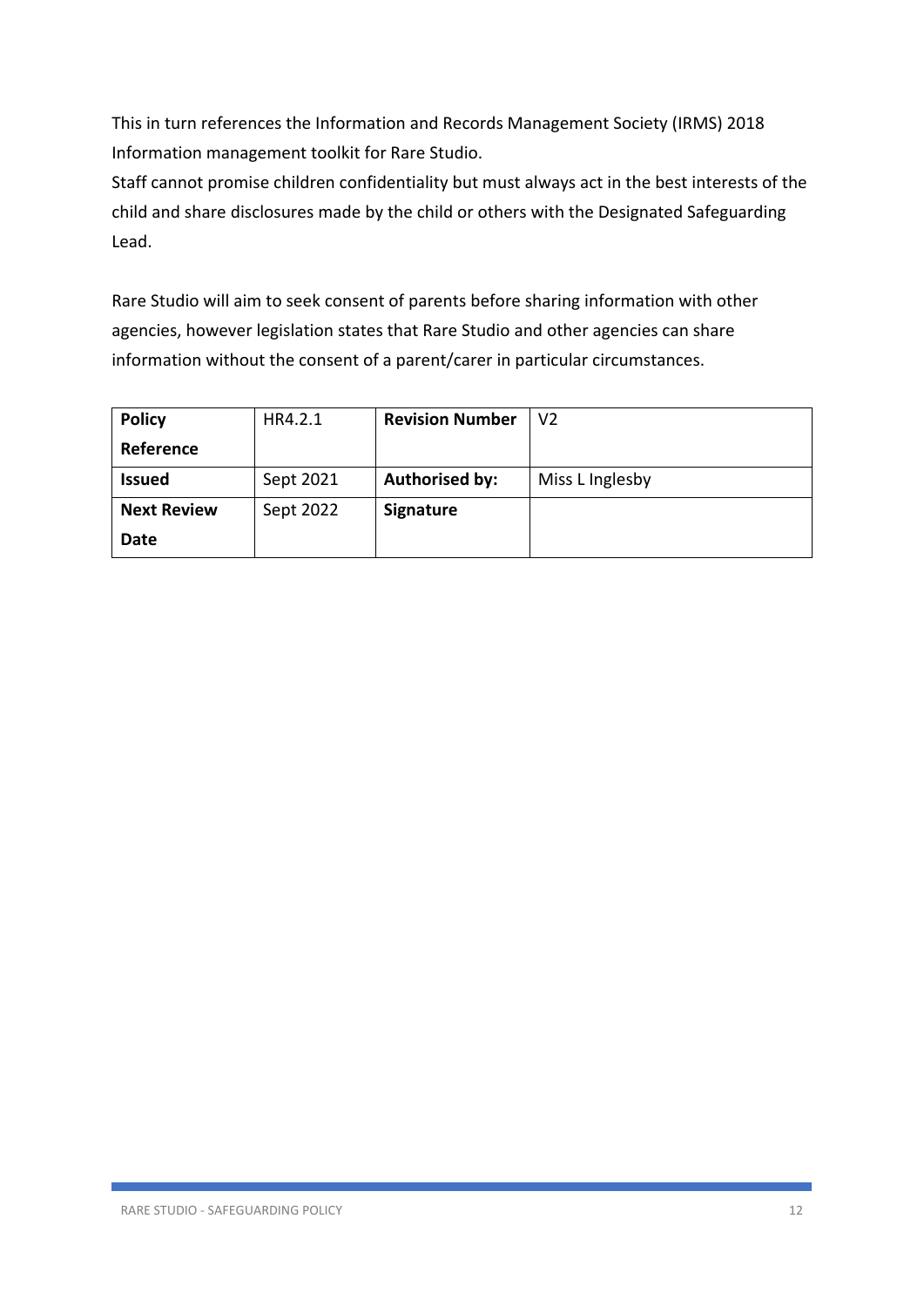This in turn references the Information and Records Management Society (IRMS) 2018 Information management toolkit for Rare Studio.
Staff cannot promise children confidentiality but must always act in the best interests of the child and share disclosures made by the child or others with the Designated Safeguarding Lead.

Rare Studio will aim to seek consent of parents before sharing information with other agencies, however legislation states that Rare Studio and other agencies can share information without the consent of a parent/carer in particular circumstances.

| **Policy Reference** | HR4.2.1 | **Revision Number** | V2 |
|---|---|---|---|
| **Issued** | Sept 2021 | **Authorised by:** | Miss L Inglesby |
| **Next Review Date** | Sept 2022 | **Signature** | |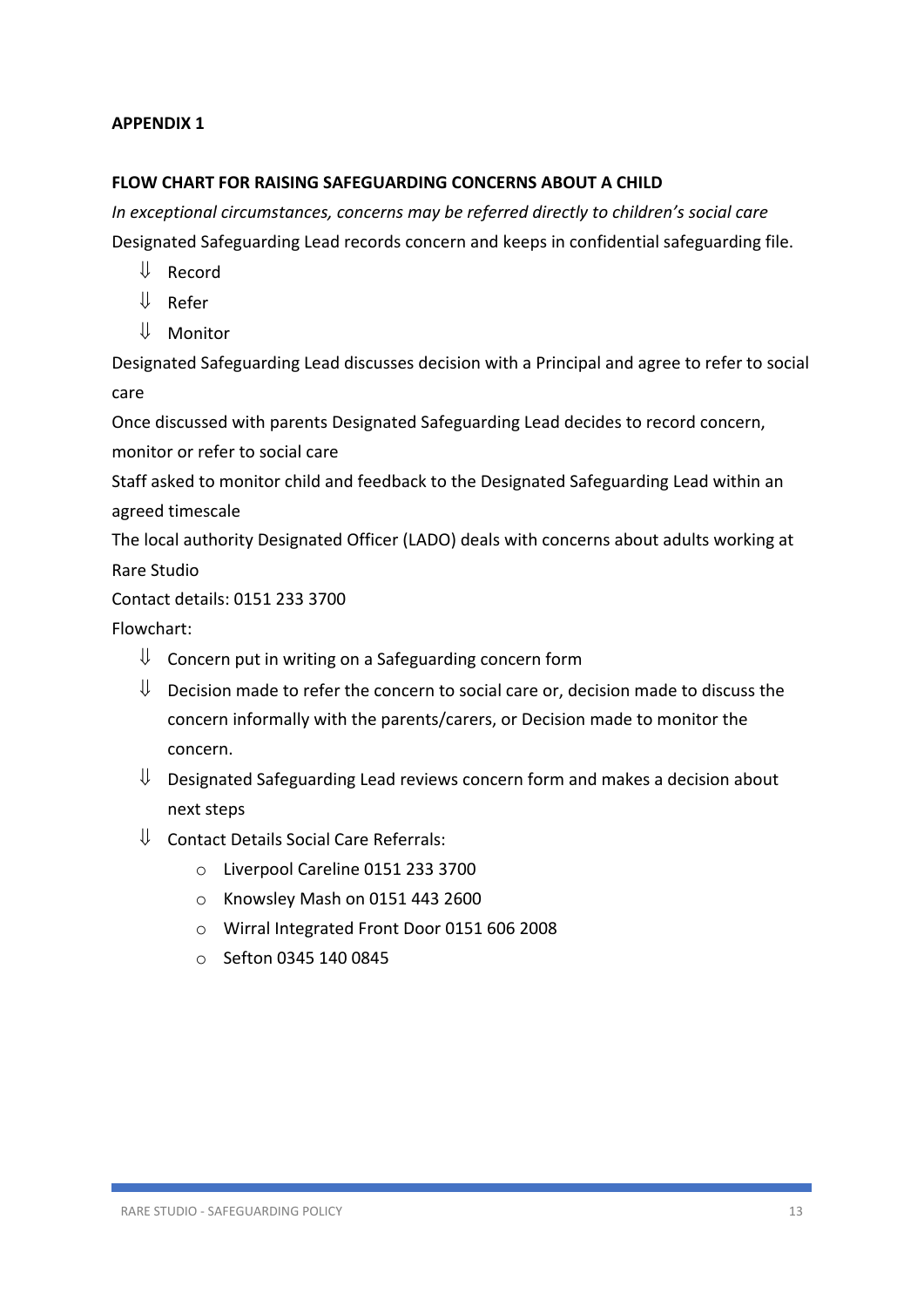**APPENDIX 1**

**FLOW CHART FOR RAISING SAFEGUARDING CONCERNS ABOUT A CHILD**

*In exceptional circumstances, concerns may be referred directly to children's social care*

Designated Safeguarding Lead records concern and keeps in confidential safeguarding file.

- ⇓ Record
- ⇓ Refer
- ⇓ Monitor

Designated Safeguarding Lead discusses decision with a Principal and agree to refer to social care

Once discussed with parents Designated Safeguarding Lead decides to record concern, monitor or refer to social care

Staff asked to monitor child and feedback to the Designated Safeguarding Lead within an agreed timescale

The local authority Designated Officer (LADO) deals with concerns about adults working at Rare Studio

Contact details: 0151 233 3700

Flowchart:

- ⇓ Concern put in writing on a Safeguarding concern form
- ⇓ Decision made to refer the concern to social care or, decision made to discuss the concern informally with the parents/carers, or Decision made to monitor the concern.
- ⇓ Designated Safeguarding Lead reviews concern form and makes a decision about next steps
- ⇓ Contact Details Social Care Referrals:
    - Liverpool Careline 0151 233 3700
    - Knowsley Mash on 0151 443 2600
    - Wirral Integrated Front Door 0151 606 2008
    - Sefton 0345 140 0845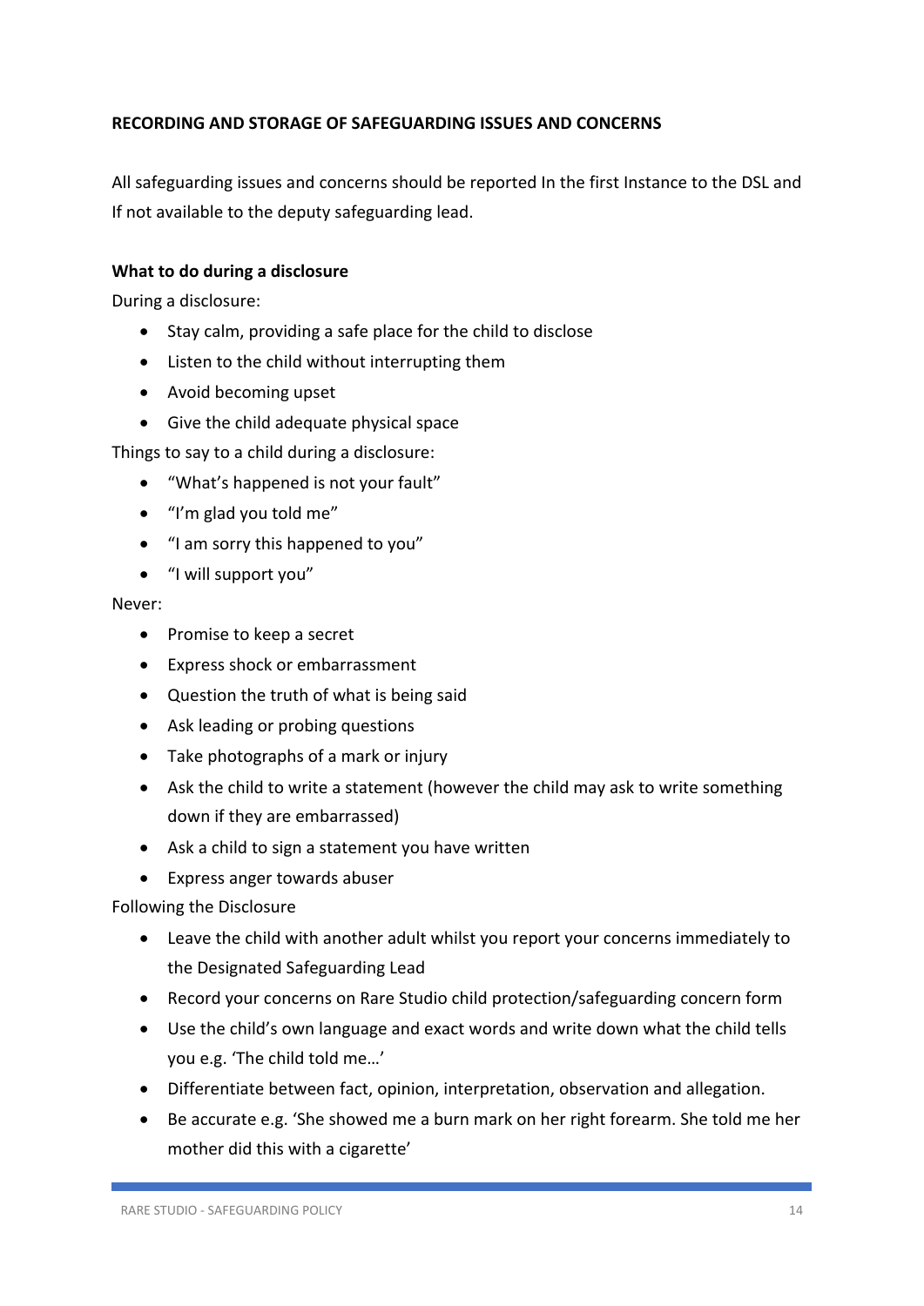**RECORDING AND STORAGE OF SAFEGUARDING ISSUES AND CONCERNS**

All safeguarding issues and concerns should be reported In the first Instance to the DSL and If not available to the deputy safeguarding lead.

**What to do during a disclosure**

During a disclosure:

- Stay calm, providing a safe place for the child to disclose
- Listen to the child without interrupting them
- Avoid becoming upset
- Give the child adequate physical space

Things to say to a child during a disclosure:

- "What's happened is not your fault"
- "I'm glad you told me"
- "I am sorry this happened to you"
- "I will support you"

Never:

- Promise to keep a secret
- Express shock or embarrassment
- Question the truth of what is being said
- Ask leading or probing questions
- Take photographs of a mark or injury
- Ask the child to write a statement (however the child may ask to write something down if they are embarrassed)
- Ask a child to sign a statement you have written
- Express anger towards abuser

Following the Disclosure

- Leave the child with another adult whilst you report your concerns immediately to the Designated Safeguarding Lead
- Record your concerns on Rare Studio child protection/safeguarding concern form
- Use the child's own language and exact words and write down what the child tells you e.g. 'The child told me…'
- Differentiate between fact, opinion, interpretation, observation and allegation.
- Be accurate e.g. 'She showed me a burn mark on her right forearm. She told me her mother did this with a cigarette'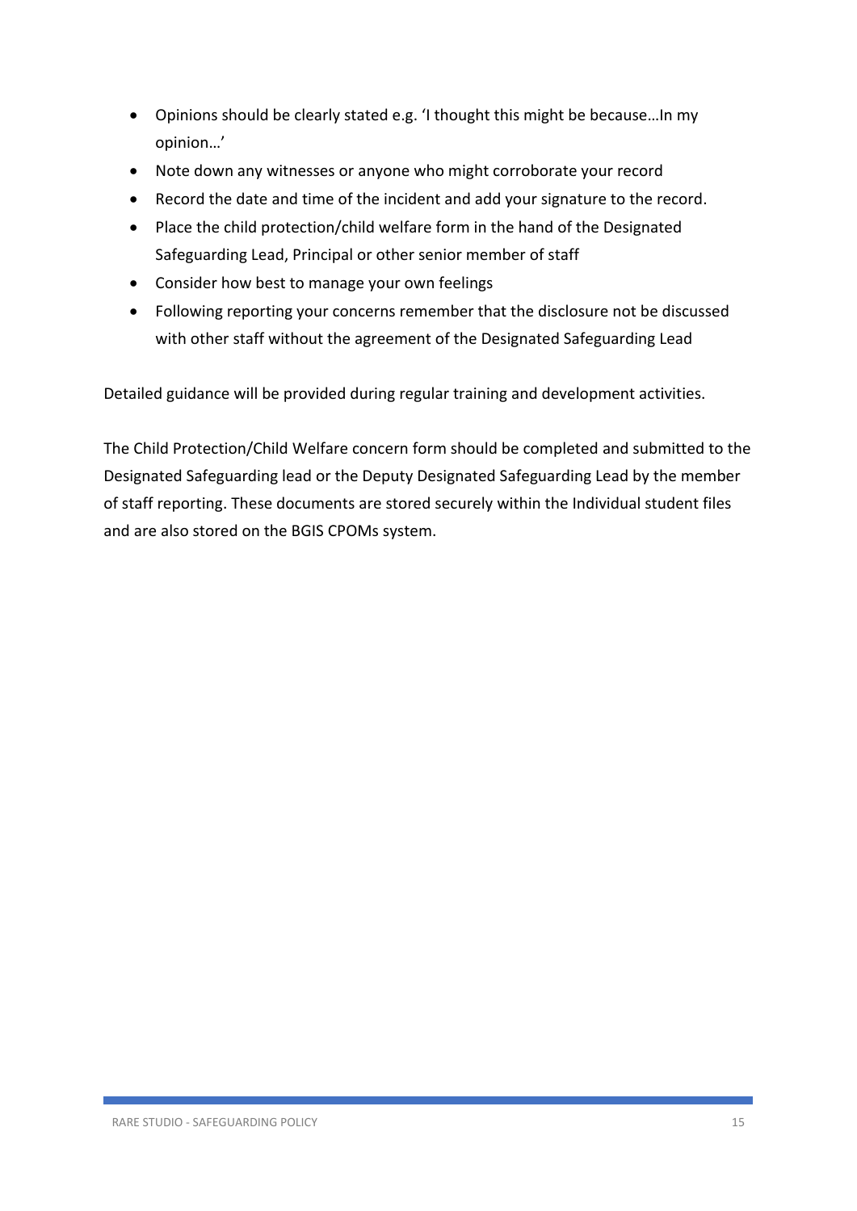- Opinions should be clearly stated e.g. 'I thought this might be because…In my opinion…'
- Note down any witnesses or anyone who might corroborate your record
- Record the date and time of the incident and add your signature to the record.
- Place the child protection/child welfare form in the hand of the Designated Safeguarding Lead, Principal or other senior member of staff
- Consider how best to manage your own feelings
- Following reporting your concerns remember that the disclosure not be discussed with other staff without the agreement of the Designated Safeguarding Lead

Detailed guidance will be provided during regular training and development activities.

The Child Protection/Child Welfare concern form should be completed and submitted to the Designated Safeguarding lead or the Deputy Designated Safeguarding Lead by the member of staff reporting. These documents are stored securely within the Individual student files and are also stored on the BGIS CPOMs system.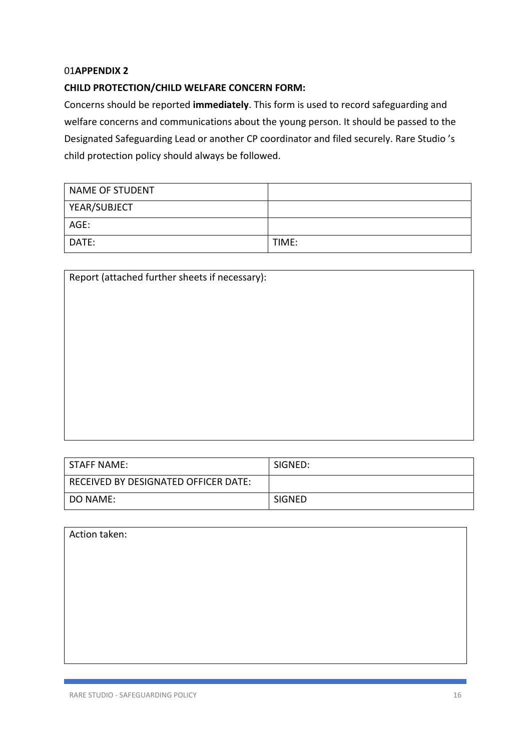01**APPENDIX 2**

**CHILD PROTECTION/CHILD WELFARE CONCERN FORM:**

Concerns should be reported **immediately**. This form is used to record safeguarding and welfare concerns and communications about the young person. It should be passed to the Designated Safeguarding Lead or another CP coordinator and filed securely. Rare Studio 's child protection policy should always be followed.

| | |
|---|---|
| NAME OF STUDENT | |
| YEAR/SUBJECT | |
| AGE: | |
| DATE: | TIME: |

| |
|---|
| Report (attached further sheets if necessary): |

| | |
|---|---|
| STAFF NAME: | SIGNED: |
| RECEIVED BY DESIGNATED OFFICER DATE: | |
| DO NAME: | SIGNED |

| |
|---|
| Action taken: |